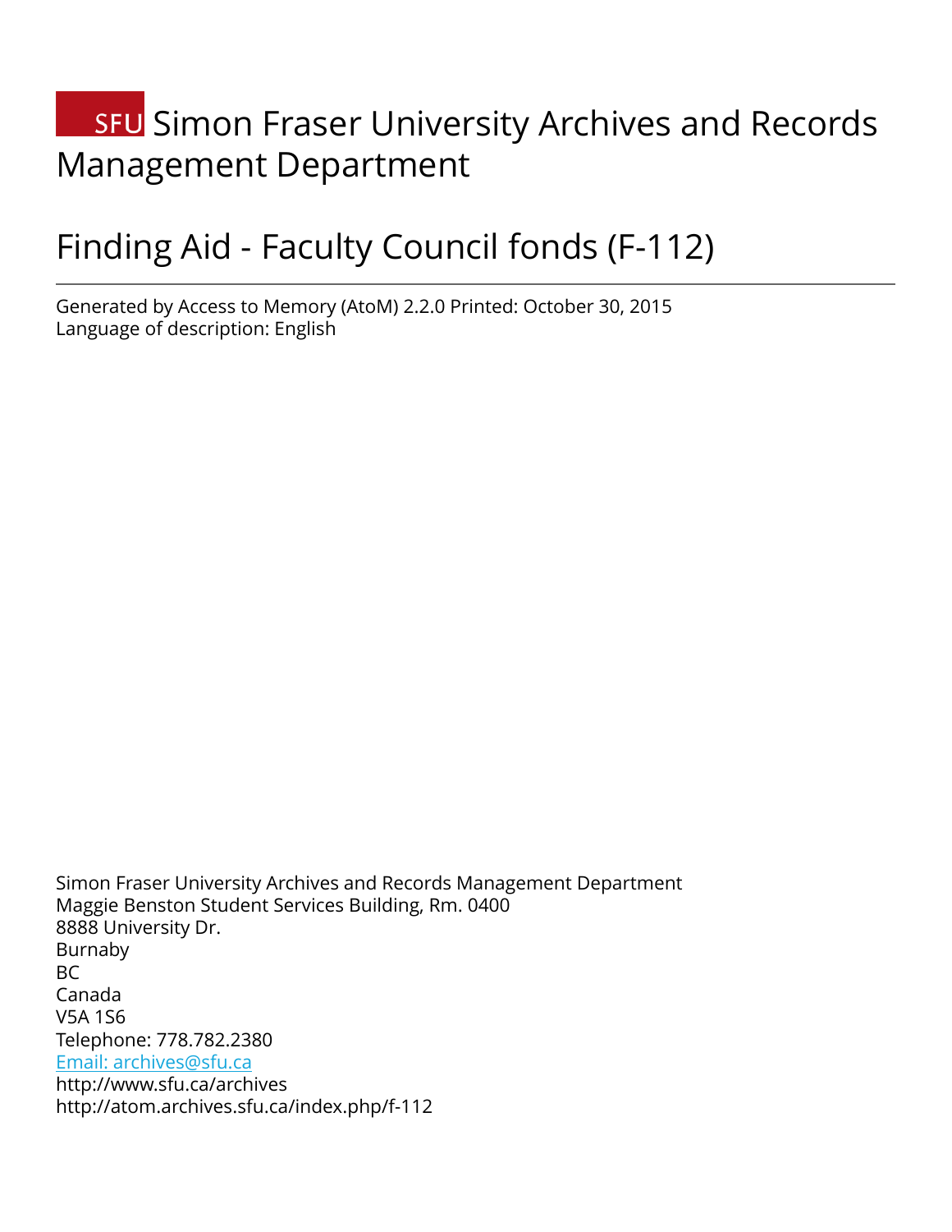# SFU Simon Fraser University Archives and Records Management Department

# Finding Aid - Faculty Council fonds (F-112)

---

Generated by Access to Memory (AtoM) 2.2.0 Printed: October 30, 2015
Language of description: English

Simon Fraser University Archives and Records Management Department
Maggie Benston Student Services Building, Rm. 0400
8888 University Dr.
Burnaby
BC
Canada
V5A 1S6
Telephone: 778.782.2380
Email: archives@sfu.ca
http://www.sfu.ca/archives
http://atom.archives.sfu.ca/index.php/f-112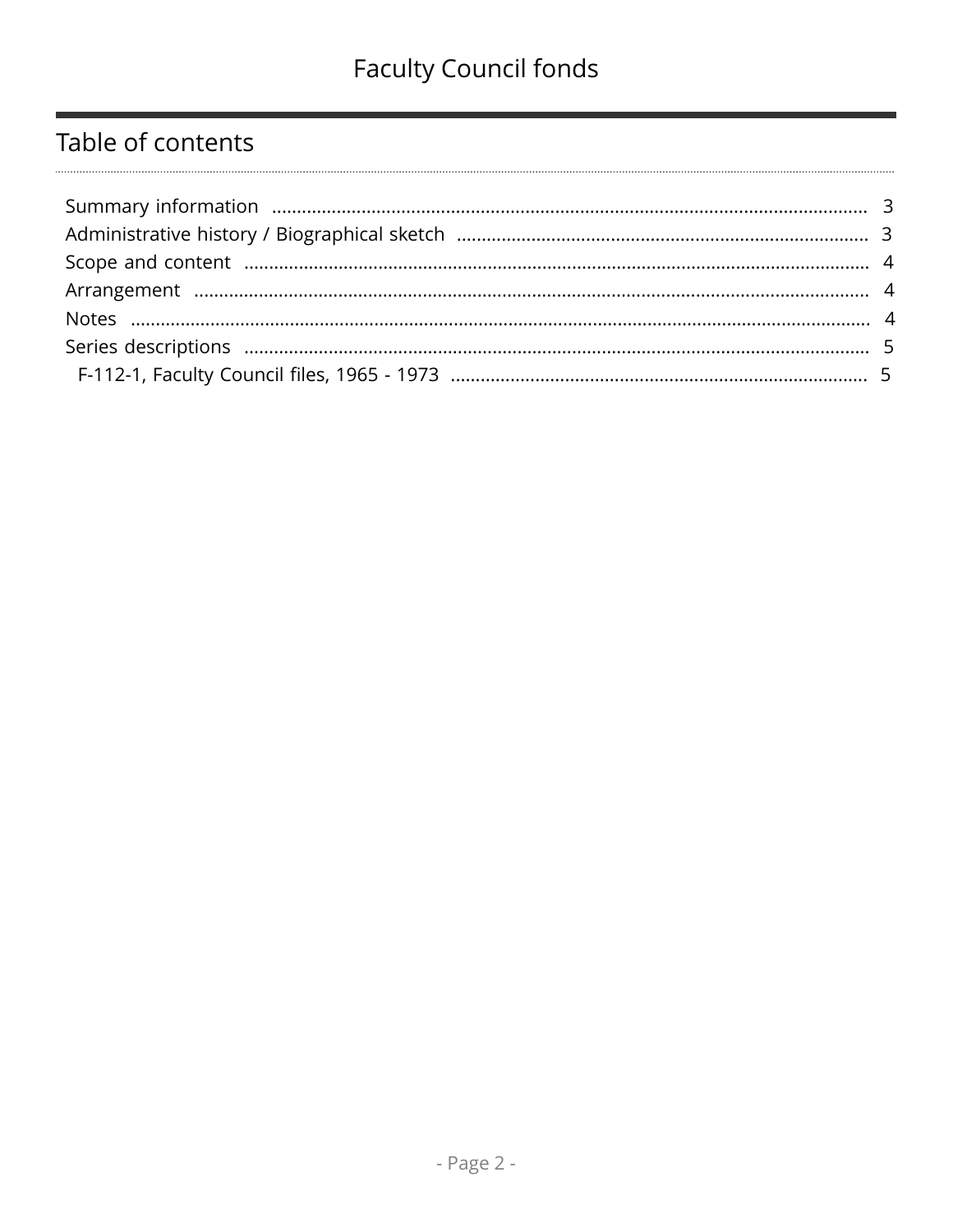## Table of contents

- Summary information ..... 3
- Administrative history / Biographical sketch ..... 3
- Scope and content ..... 4
- Arrangement ..... 4
- Notes ..... 4
- Series descriptions ..... 5
  - F-112-1, Faculty Council files, 1965 - 1973 ..... 5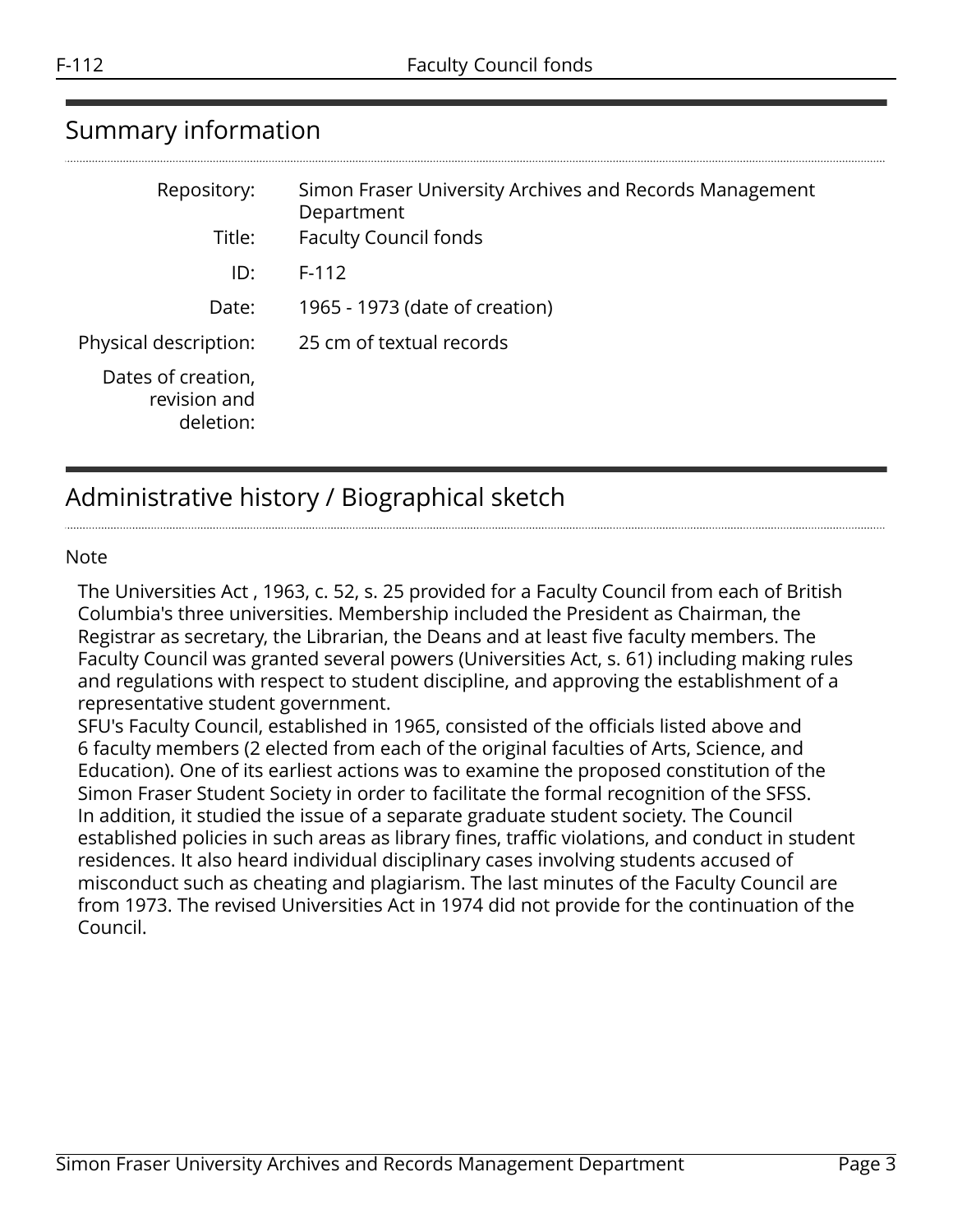## Summary information

| | |
|---|---|
| Repository: | Simon Fraser University Archives and Records Management Department |
| Title: | Faculty Council fonds |
| ID: | F-112 |
| Date: | 1965 - 1973 (date of creation) |
| Physical description: | 25 cm of textual records |
| Dates of creation, revision and deletion: | |

## Administrative history / Biographical sketch

Note

The Universities Act , 1963, c. 52, s. 25 provided for a Faculty Council from each of British Columbia's three universities. Membership included the President as Chairman, the Registrar as secretary, the Librarian, the Deans and at least five faculty members. The Faculty Council was granted several powers (Universities Act, s. 61) including making rules and regulations with respect to student discipline, and approving the establishment of a representative student government.
SFU's Faculty Council, established in 1965, consisted of the officials listed above and 6 faculty members (2 elected from each of the original faculties of Arts, Science, and Education). One of its earliest actions was to examine the proposed constitution of the Simon Fraser Student Society in order to facilitate the formal recognition of the SFSS. In addition, it studied the issue of a separate graduate student society. The Council established policies in such areas as library fines, traffic violations, and conduct in student residences. It also heard individual disciplinary cases involving students accused of misconduct such as cheating and plagiarism. The last minutes of the Faculty Council are from 1973. The revised Universities Act in 1974 did not provide for the continuation of the Council.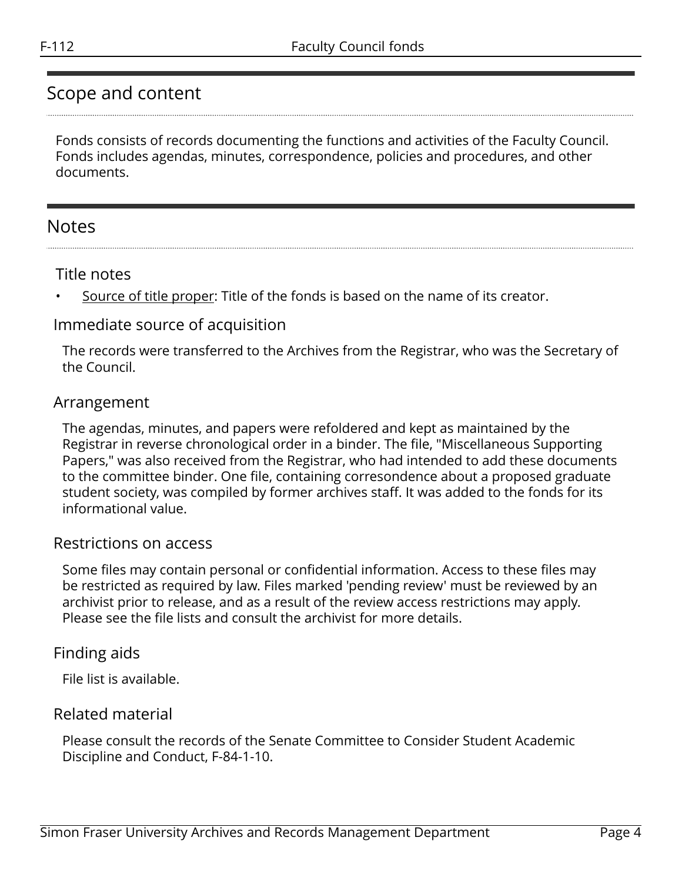## Scope and content

Fonds consists of records documenting the functions and activities of the Faculty Council. Fonds includes agendas, minutes, correspondence, policies and procedures, and other documents.

## Notes

### Title notes

- Source of title proper: Title of the fonds is based on the name of its creator.

### Immediate source of acquisition

The records were transferred to the Archives from the Registrar, who was the Secretary of the Council.

### Arrangement

The agendas, minutes, and papers were refoldered and kept as maintained by the Registrar in reverse chronological order in a binder. The file, "Miscellaneous Supporting Papers," was also received from the Registrar, who had intended to add these documents to the committee binder. One file, containing corresondence about a proposed graduate student society, was compiled by former archives staff. It was added to the fonds for its informational value.

### Restrictions on access

Some files may contain personal or confidential information. Access to these files may be restricted as required by law. Files marked 'pending review' must be reviewed by an archivist prior to release, and as a result of the review access restrictions may apply. Please see the file lists and consult the archivist for more details.

### Finding aids

File list is available.

### Related material

Please consult the records of the Senate Committee to Consider Student Academic Discipline and Conduct, F-84-1-10.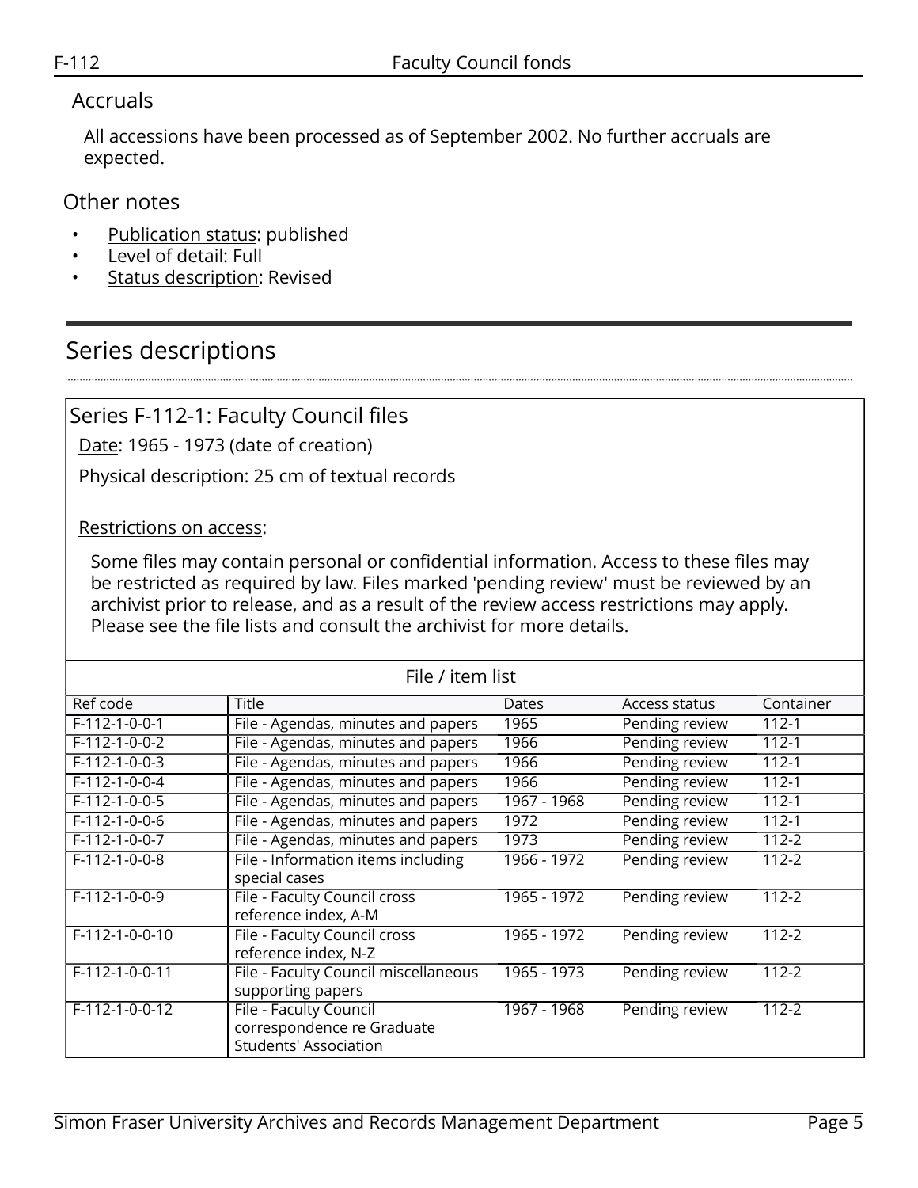## Accruals

All accessions have been processed as of September 2002. No further accruals are expected.

## Other notes

- Publication status: published
- Level of detail: Full
- Status description: Revised

# Series descriptions

## Series F-112-1: Faculty Council files

Date: 1965 - 1973 (date of creation)

Physical description: 25 cm of textual records

Restrictions on access:

Some files may contain personal or confidential information. Access to these files may be restricted as required by law. Files marked 'pending review' must be reviewed by an archivist prior to release, and as a result of the review access restrictions may apply. Please see the file lists and consult the archivist for more details.

File / item list

| Ref code | Title | Dates | Access status | Container |
|---|---|---|---|---|
| F-112-1-0-0-1 | File - Agendas, minutes and papers | 1965 | Pending review | 112-1 |
| F-112-1-0-0-2 | File - Agendas, minutes and papers | 1966 | Pending review | 112-1 |
| F-112-1-0-0-3 | File - Agendas, minutes and papers | 1966 | Pending review | 112-1 |
| F-112-1-0-0-4 | File - Agendas, minutes and papers | 1966 | Pending review | 112-1 |
| F-112-1-0-0-5 | File - Agendas, minutes and papers | 1967 - 1968 | Pending review | 112-1 |
| F-112-1-0-0-6 | File - Agendas, minutes and papers | 1972 | Pending review | 112-1 |
| F-112-1-0-0-7 | File - Agendas, minutes and papers | 1973 | Pending review | 112-2 |
| F-112-1-0-0-8 | File - Information items including special cases | 1966 - 1972 | Pending review | 112-2 |
| F-112-1-0-0-9 | File - Faculty Council cross reference index, A-M | 1965 - 1972 | Pending review | 112-2 |
| F-112-1-0-0-10 | File - Faculty Council cross reference index, N-Z | 1965 - 1972 | Pending review | 112-2 |
| F-112-1-0-0-11 | File - Faculty Council miscellaneous supporting papers | 1965 - 1973 | Pending review | 112-2 |
| F-112-1-0-0-12 | File - Faculty Council correspondence re Graduate Students' Association | 1967 - 1968 | Pending review | 112-2 |